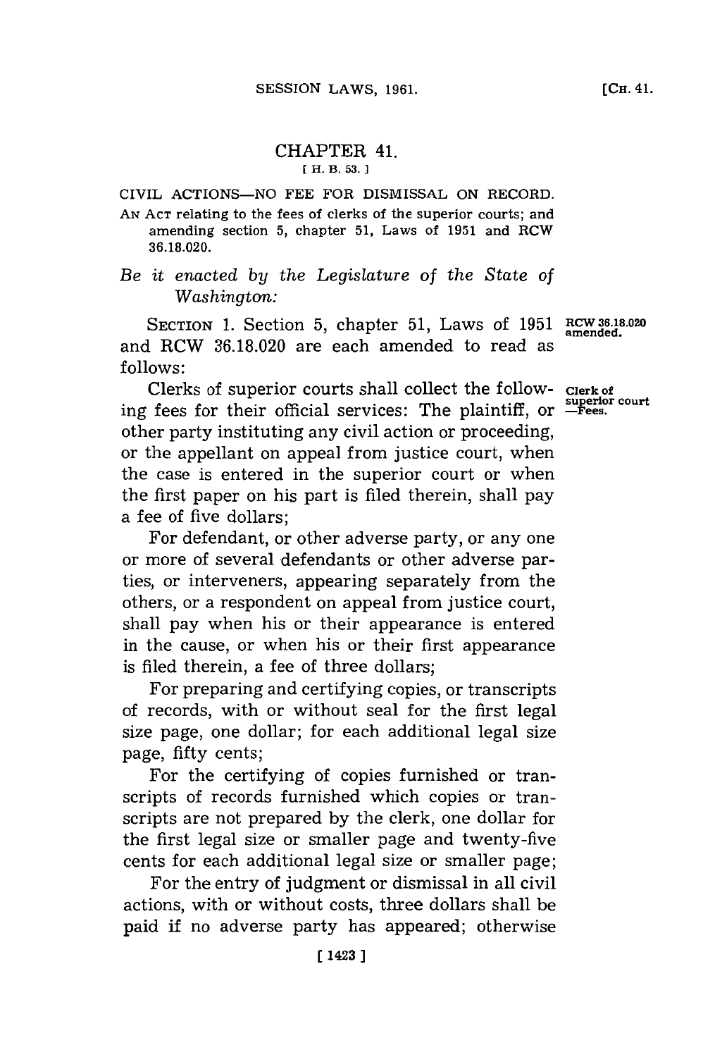## CHAPTER 41.

[ H. B. 53. ]

CIVIL ACTIONS—NO FEE FOR DISMISSAL ON RECORD.

AN ACT relating to the fees of clerks of the superior courts; and amending section 5, chapter 51, Laws of 1951 and RCW 36.18.020.

*Be it enacted by the Legislature of the State of Washington:*

SECTION 1. Section 5, chapter 51, Laws of 1951 and RCW 36.18.020 are each amended to read as follows:

**RCW 36.18.020 amended.**

**Clerk of superior court —Fees.**

Clerks of superior courts shall collect the following fees for their official services: The plaintiff, or other party instituting any civil action or proceeding, or the appellant on appeal from justice court, when the case is entered in the superior court or when the first paper on his part is filed therein, shall pay a fee of five dollars;

For defendant, or other adverse party, or any one or more of several defendants or other adverse parties, or interveners, appearing separately from the others, or a respondent on appeal from justice court, shall pay when his or their appearance is entered in the cause, or when his or their first appearance is filed therein, a fee of three dollars;

For preparing and certifying copies, or transcripts of records, with or without seal for the first legal size page, one dollar; for each additional legal size page, fifty cents;

For the certifying of copies furnished or transcripts of records furnished which copies or transcripts are not prepared by the clerk, one dollar for the first legal size or smaller page and twenty-five cents for each additional legal size or smaller page;

For the entry of judgment or dismissal in all civil actions, with or without costs, three dollars shall be paid if no adverse party has appeared; otherwise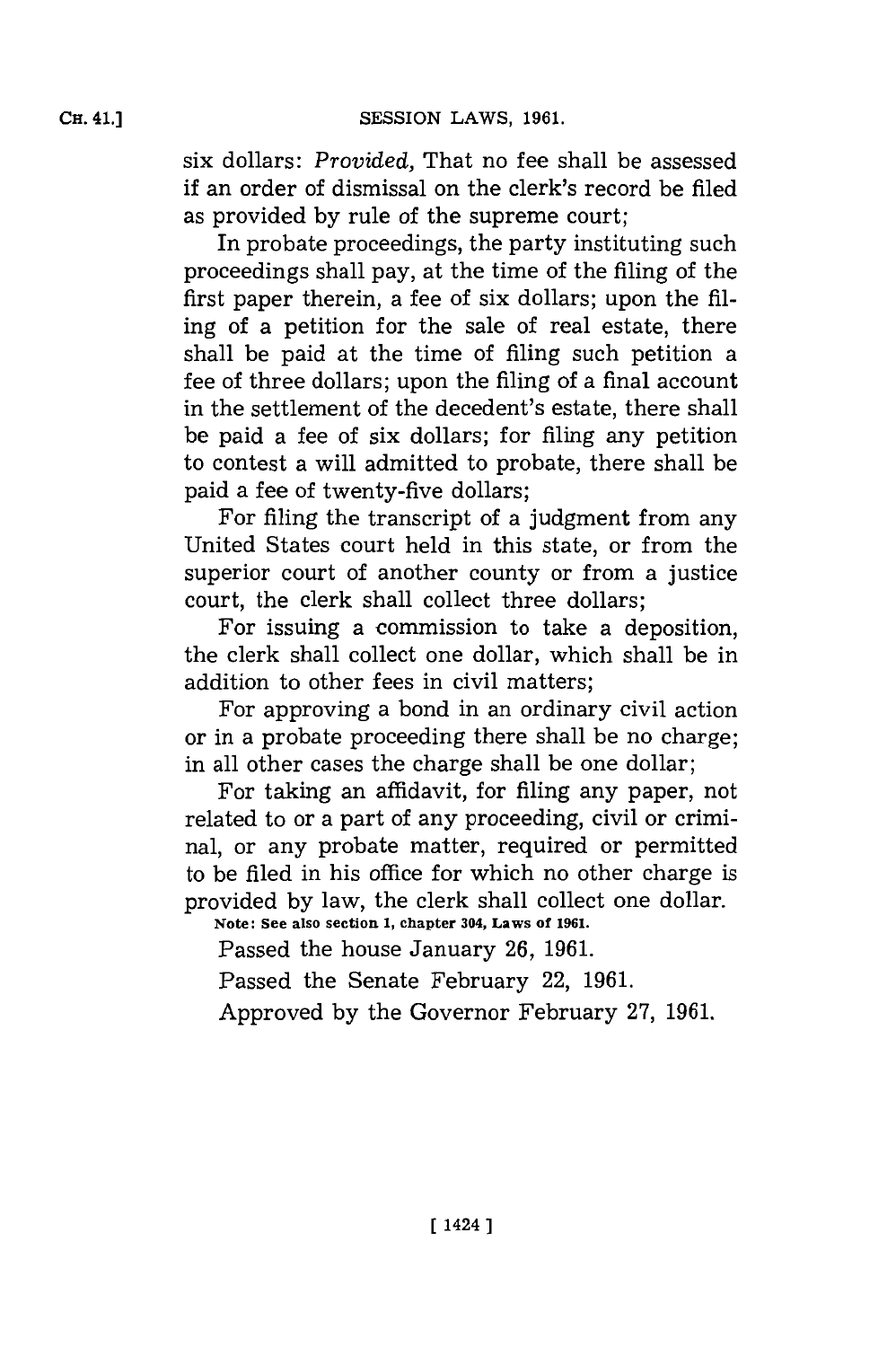six dollars: *Provided,* That no fee shall be assessed if an order of dismissal on the clerk's record be filed as provided by rule of the supreme court;

In probate proceedings, the party instituting such proceedings shall pay, at the time of the filing of the first paper therein, a fee of six dollars; upon the filing of a petition for the sale of real estate, there shall be paid at the time of filing such petition a fee of three dollars; upon the filing of a final account in the settlement of the decedent's estate, there shall be paid a fee of six dollars; for filing any petition to contest a will admitted to probate, there shall be paid a fee of twenty-five dollars;

For filing the transcript of a judgment from any United States court held in this state, or from the superior court of another county or from a justice court, the clerk shall collect three dollars;

For issuing a commission to take a deposition, the clerk shall collect one dollar, which shall be in addition to other fees in civil matters;

For approving a bond in an ordinary civil action or in a probate proceeding there shall be no charge; in all other cases the charge shall be one dollar;

For taking an affidavit, for filing any paper, not related to or a part of any proceeding, civil or criminal, or any probate matter, required or permitted to be filed in his office for which no other charge is provided by law, the clerk shall collect one dollar.

**Note: See also section 1, chapter 304, Laws of 1961.**

Passed the house January 26, 1961.

Passed the Senate February 22, 1961.

Approved by the Governor February 27, 1961.